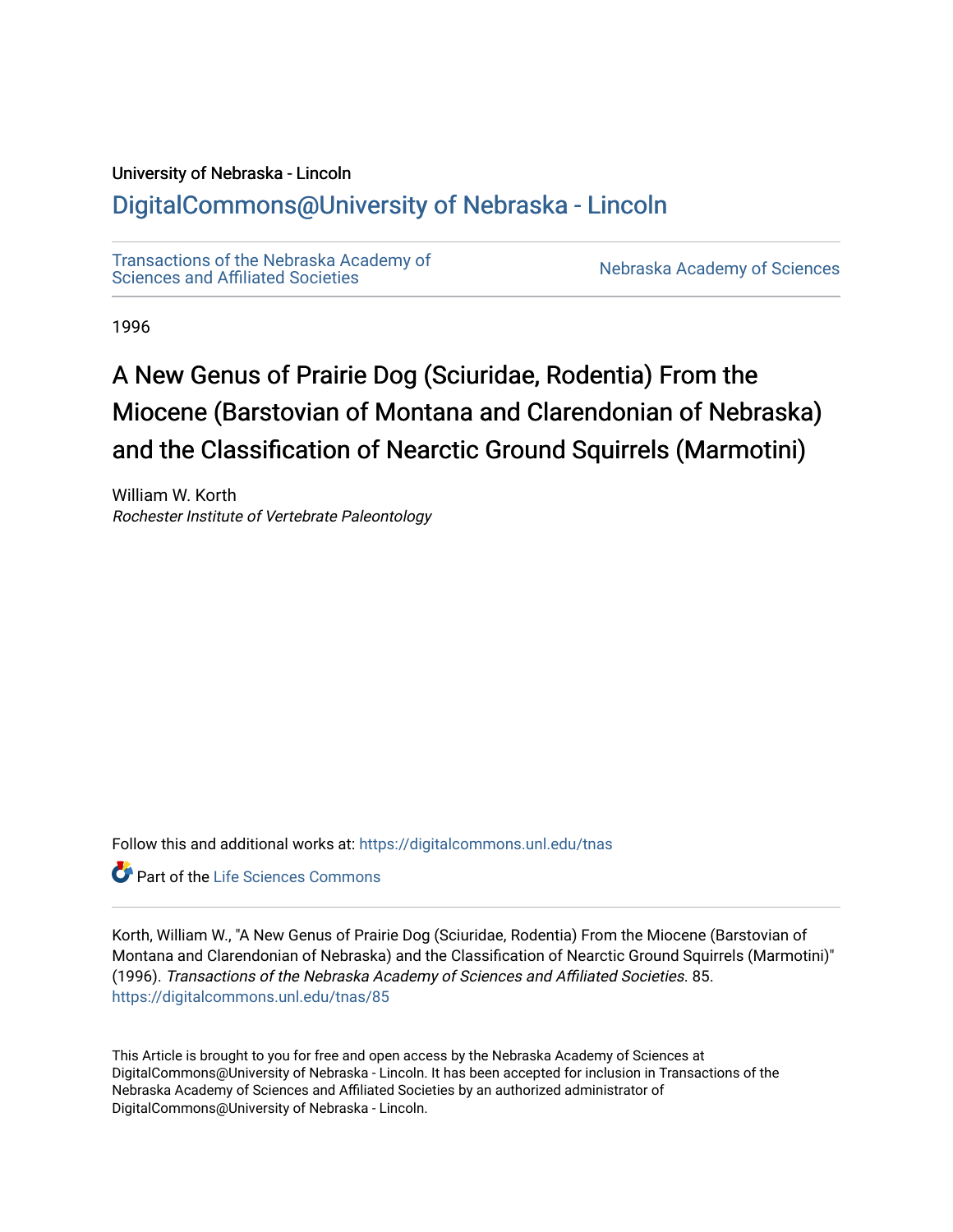University of Nebraska - Lincoln

## DigitalCommons@University of Nebraska - Lincoln

Transactions of the Nebraska Academy of Sciences and Affiliated Societies

Nebraska Academy of Sciences

1996

# A New Genus of Prairie Dog (Sciuridae, Rodentia) From the Miocene (Barstovian of Montana and Clarendonian of Nebraska) and the Classification of Nearctic Ground Squirrels (Marmotini)

William W. Korth
*Rochester Institute of Vertebrate Paleontology*

Follow this and additional works at: https://digitalcommons.unl.edu/tnas

Part of the Life Sciences Commons

Korth, William W., "A New Genus of Prairie Dog (Sciuridae, Rodentia) From the Miocene (Barstovian of Montana and Clarendonian of Nebraska) and the Classification of Nearctic Ground Squirrels (Marmotini)" (1996). *Transactions of the Nebraska Academy of Sciences and Affiliated Societies*. 85.
https://digitalcommons.unl.edu/tnas/85

This Article is brought to you for free and open access by the Nebraska Academy of Sciences at DigitalCommons@University of Nebraska - Lincoln. It has been accepted for inclusion in Transactions of the Nebraska Academy of Sciences and Affiliated Societies by an authorized administrator of DigitalCommons@University of Nebraska - Lincoln.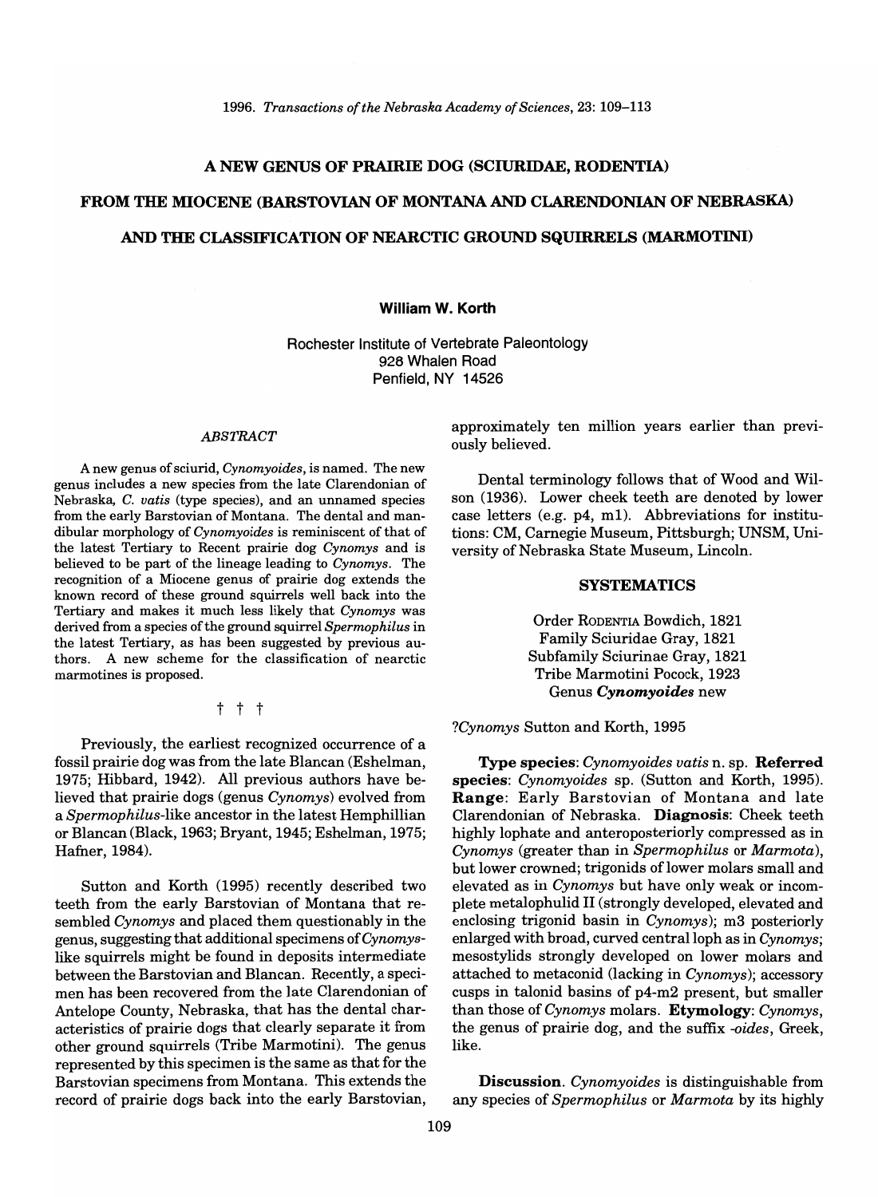# A NEW GENUS OF PRAIRIE DOG (SCIURIDAE, RODENTIA) FROM THE MIOCENE (BARSTOVIAN OF MONTANA AND CLARENDONIAN OF NEBRASKA) AND THE CLASSIFICATION OF NEARCTIC GROUND SQUIRRELS (MARMOTINI)

**William W. Korth**

Rochester Institute of Vertebrate Paleontology
928 Whalen Road
Penfield, NY 14526

## *ABSTRACT*

A new genus of sciurid, *Cynomyoides*, is named. The new genus includes a new species from the late Clarendonian of Nebraska, *C. vatis* (type species), and an unnamed species from the early Barstovian of Montana. The dental and mandibular morphology of *Cynomyoides* is reminiscent of that of the latest Tertiary to Recent prairie dog *Cynomys* and is believed to be part of the lineage leading to *Cynomys*. The recognition of a Miocene genus of prairie dog extends the known record of these ground squirrels well back into the Tertiary and makes it much less likely that *Cynomys* was derived from a species of the ground squirrel *Spermophilus* in the latest Tertiary, as has been suggested by previous authors. A new scheme for the classification of nearctic marmotines is proposed.

† † †

Previously, the earliest recognized occurrence of a fossil prairie dog was from the late Blancan (Eshelman, 1975; Hibbard, 1942). All previous authors have believed that prairie dogs (genus *Cynomys*) evolved from a *Spermophilus*-like ancestor in the latest Hemphillian or Blancan (Black, 1963; Bryant, 1945; Eshelman, 1975; Hafner, 1984).

Sutton and Korth (1995) recently described two teeth from the early Barstovian of Montana that resembled *Cynomys* and placed them questionably in the genus, suggesting that additional specimens of *Cynomys*-like squirrels might be found in deposits intermediate between the Barstovian and Blancan. Recently, a specimen has been recovered from the late Clarendonian of Antelope County, Nebraska, that has the dental characteristics of prairie dogs that clearly separate it from other ground squirrels (Tribe Marmotini). The genus represented by this specimen is the same as that for the Barstovian specimens from Montana. This extends the record of prairie dogs back into the early Barstovian, approximately ten million years earlier than previously believed.

Dental terminology follows that of Wood and Wilson (1936). Lower cheek teeth are denoted by lower case letters (e.g. p4, m1). Abbreviations for institutions: CM, Carnegie Museum, Pittsburgh; UNSM, University of Nebraska State Museum, Lincoln.

## SYSTEMATICS

Order Rodentia Bowdich, 1821
Family Sciuridae Gray, 1821
Subfamily Sciurinae Gray, 1821
Tribe Marmotini Pocock, 1923
Genus ***Cynomyoides*** new

?*Cynomys* Sutton and Korth, 1995

**Type species**: *Cynomyoides vatis* n. sp. **Referred species**: *Cynomyoides* sp. (Sutton and Korth, 1995). **Range**: Early Barstovian of Montana and late Clarendonian of Nebraska. **Diagnosis**: Cheek teeth highly lophate and anteroposteriorly compressed as in *Cynomys* (greater than in *Spermophilus* or *Marmota*), but lower crowned; trigonids of lower molars small and elevated as in *Cynomys* but have only weak or incomplete metalophulid II (strongly developed, elevated and enclosing trigonid basin in *Cynomys*); m3 posteriorly enlarged with broad, curved central loph as in *Cynomys*; mesostylids strongly developed on lower molars and attached to metaconid (lacking in *Cynomys*); accessory cusps in talonid basins of p4-m2 present, but smaller than those of *Cynomys* molars. **Etymology**: *Cynomys*, the genus of prairie dog, and the suffix *-oides*, Greek, like.

**Discussion**. *Cynomyoides* is distinguishable from any species of *Spermophilus* or *Marmota* by its highly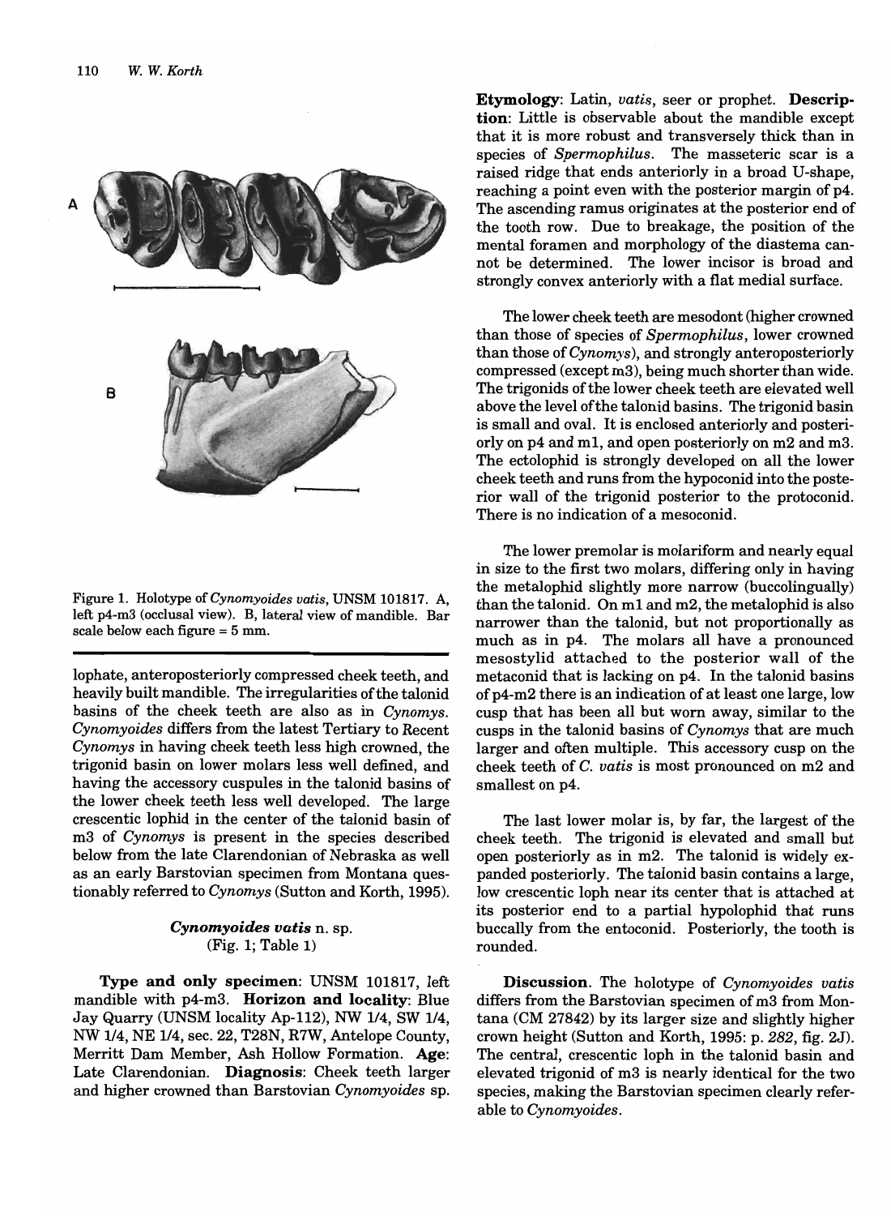Figure 1. Holotype of *Cynomyoides vatis*, UNSM 101817. A, left p4-m3 (occlusal view). B, lateral view of mandible. Bar scale below each figure = 5 mm.

lophate, anteroposteriorly compressed cheek teeth, and heavily built mandible. The irregularities of the talonid basins of the cheek teeth are also as in *Cynomys*. *Cynomyoides* differs from the latest Tertiary to Recent *Cynomys* in having cheek teeth less high crowned, the trigonid basin on lower molars less well defined, and having the accessory cuspules in the talonid basins of the lower cheek teeth less well developed. The large crescentic lophid in the center of the talonid basin of m3 of *Cynomys* is present in the species described below from the late Clarendonian of Nebraska as well as an early Barstovian specimen from Montana questionably referred to *Cynomys* (Sutton and Korth, 1995).

### *Cynomyoides vatis* n. sp.
(Fig. 1; Table 1)

**Type and only specimen**: UNSM 101817, left mandible with p4-m3. **Horizon and locality**: Blue Jay Quarry (UNSM locality Ap-112), NW 1/4, SW 1/4, NW 1/4, NE 1/4, sec. 22, T28N, R7W, Antelope County, Merritt Dam Member, Ash Hollow Formation. **Age**: Late Clarendonian. **Diagnosis**: Cheek teeth larger and higher crowned than Barstovian *Cynomyoides* sp. **Etymology**: Latin, *vatis*, seer or prophet. **Description**: Little is observable about the mandible except that it is more robust and transversely thick than in species of *Spermophilus*. The masseteric scar is a raised ridge that ends anteriorly in a broad U-shape, reaching a point even with the posterior margin of p4. The ascending ramus originates at the posterior end of the tooth row. Due to breakage, the position of the mental foramen and morphology of the diastema cannot be determined. The lower incisor is broad and strongly convex anteriorly with a flat medial surface.

The lower cheek teeth are mesodont (higher crowned than those of species of *Spermophilus*, lower crowned than those of *Cynomys*), and strongly anteroposteriorly compressed (except m3), being much shorter than wide. The trigonids of the lower cheek teeth are elevated well above the level of the talonid basins. The trigonid basin is small and oval. It is enclosed anteriorly and posteriorly on p4 and m1, and open posteriorly on m2 and m3. The ectolophid is strongly developed on all the lower cheek teeth and runs from the hypoconid into the posterior wall of the trigonid posterior to the protoconid. There is no indication of a mesoconid.

The lower premolar is molariform and nearly equal in size to the first two molars, differing only in having the metalophid slightly more narrow (buccolingually) than the talonid. On m1 and m2, the metalophid is also narrower than the talonid, but not proportionally as much as in p4. The molars all have a pronounced mesostylid attached to the posterior wall of the metaconid that is lacking on p4. In the talonid basins of p4-m2 there is an indication of at least one large, low cusp that has been all but worn away, similar to the cusps in the talonid basins of *Cynomys* that are much larger and often multiple. This accessory cusp on the cheek teeth of *C. vatis* is most pronounced on m2 and smallest on p4.

The last lower molar is, by far, the largest of the cheek teeth. The trigonid is elevated and small but open posteriorly as in m2. The talonid is widely expanded posteriorly. The talonid basin contains a large, low crescentic loph near its center that is attached at its posterior end to a partial hypolophid that runs buccally from the entoconid. Posteriorly, the tooth is rounded.

**Discussion**. The holotype of *Cynomyoides vatis* differs from the Barstovian specimen of m3 from Montana (CM 27842) by its larger size and slightly higher crown height (Sutton and Korth, 1995: p. *282*, fig. 2J). The central, crescentic loph in the talonid basin and elevated trigonid of m3 is nearly identical for the two species, making the Barstovian specimen clearly referable to *Cynomyoides*.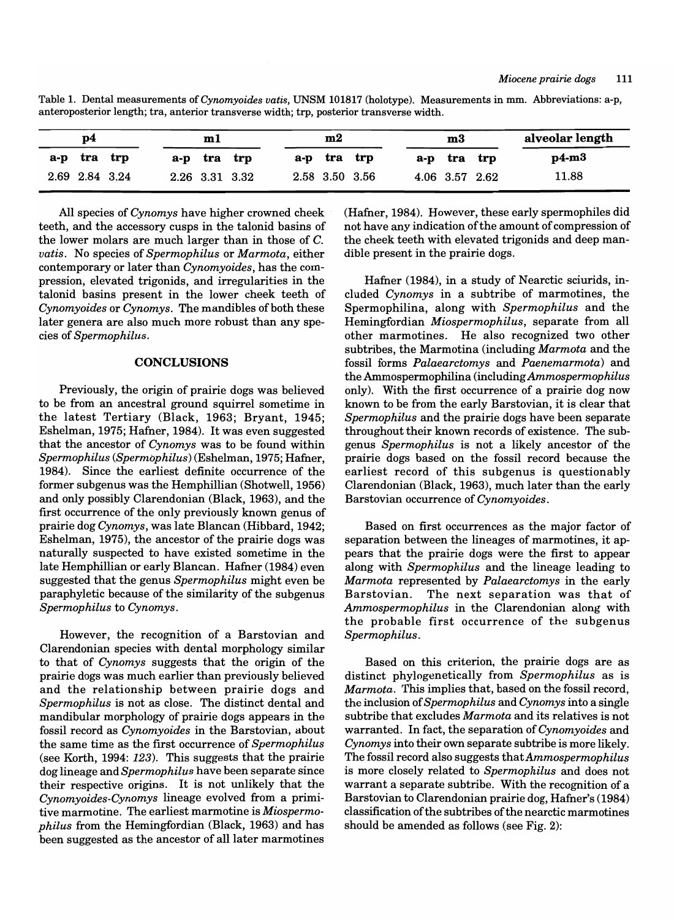Table 1. Dental measurements of *Cynomyoides vatis*, UNSM 101817 (holotype). Measurements in mm. Abbreviations: a-p, anteroposterior length; tra, anterior transverse width; trp, posterior transverse width.

| p4 | | | m1 | | | m2 | | | m3 | | | alveolar length |
|---|---|---|---|---|---|---|---|---|---|---|---|---|
| a-p | tra | trp | a-p | tra | trp | a-p | tra | trp | a-p | tra | trp | p4-m3 |
| 2.69 | 2.84 | 3.24 | 2.26 | 3.31 | 3.32 | 2.58 | 3.50 | 3.56 | 4.06 | 3.57 | 2.62 | 11.88 |

All species of *Cynomys* have higher crowned cheek teeth, and the accessory cusps in the talonid basins of the lower molars are much larger than in those of *C. vatis*. No species of *Spermophilus* or *Marmota*, either contemporary or later than *Cynomyoides*, has the compression, elevated trigonids, and irregularities in the talonid basins present in the lower cheek teeth of *Cynomyoides* or *Cynomys*. The mandibles of both these later genera are also much more robust than any species of *Spermophilus*.

## CONCLUSIONS

Previously, the origin of prairie dogs was believed to be from an ancestral ground squirrel sometime in the latest Tertiary (Black, 1963; Bryant, 1945; Eshelman, 1975; Hafner, 1984). It was even suggested that the ancestor of *Cynomys* was to be found within *Spermophilus* (*Spermophilus*) (Eshelman, 1975; Hafner, 1984). Since the earliest definite occurrence of the former subgenus was the Hemphillian (Shotwell, 1956) and only possibly Clarendonian (Black, 1963), and the first occurrence of the only previously known genus of prairie dog *Cynomys*, was late Blancan (Hibbard, 1942; Eshelman, 1975), the ancestor of the prairie dogs was naturally suspected to have existed sometime in the late Hemphillian or early Blancan. Hafner (1984) even suggested that the genus *Spermophilus* might even be paraphyletic because of the similarity of the subgenus *Spermophilus* to *Cynomys*.

However, the recognition of a Barstovian and Clarendonian species with dental morphology similar to that of *Cynomys* suggests that the origin of the prairie dogs was much earlier than previously believed and the relationship between prairie dogs and *Spermophilus* is not as close. The distinct dental and mandibular morphology of prairie dogs appears in the fossil record as *Cynomyoides* in the Barstovian, about the same time as the first occurrence of *Spermophilus* (see Korth, 1994: *123*). This suggests that the prairie dog lineage and *Spermophilus* have been separate since their respective origins. It is not unlikely that the *Cynomyoides*-*Cynomys* lineage evolved from a primitive marmotine. The earliest marmotine is *Miospermophilus* from the Hemingfordian (Black, 1963) and has been suggested as the ancestor of all later marmotines (Hafner, 1984). However, these early spermophiles did not have any indication of the amount of compression of the cheek teeth with elevated trigonids and deep mandible present in the prairie dogs.

Hafner (1984), in a study of Nearctic sciurids, included *Cynomys* in a subtribe of marmotines, the Spermophilina, along with *Spermophilus* and the Hemingfordian *Miospermophilus*, separate from all other marmotines. He also recognized two other subtribes, the Marmotina (including *Marmota* and the fossil forms *Palaearctomys* and *Paenemarmota*) and the Ammospermophilina (including *Ammospermophilus* only). With the first occurrence of a prairie dog now known to be from the early Barstovian, it is clear that *Spermophilus* and the prairie dogs have been separate throughout their known records of existence. The subgenus *Spermophilus* is not a likely ancestor of the prairie dogs based on the fossil record because the earliest record of this subgenus is questionably Clarendonian (Black, 1963), much later than the early Barstovian occurrence of *Cynomyoides*.

Based on first occurrences as the major factor of separation between the lineages of marmotines, it appears that the prairie dogs were the first to appear along with *Spermophilus* and the lineage leading to *Marmota* represented by *Palaearctomys* in the early Barstovian. The next separation was that of *Ammospermophilus* in the Clarendonian along with the probable first occurrence of the subgenus *Spermophilus*.

Based on this criterion, the prairie dogs are as distinct phylogenetically from *Spermophilus* as is *Marmota*. This implies that, based on the fossil record, the inclusion of *Spermophilus* and *Cynomys* into a single subtribe that excludes *Marmota* and its relatives is not warranted. In fact, the separation of *Cynomyoides* and *Cynomys* into their own separate subtribe is more likely. The fossil record also suggests that *Ammospermophilus* is more closely related to *Spermophilus* and does not warrant a separate subtribe. With the recognition of a Barstovian to Clarendonian prairie dog, Hafner's (1984) classification of the subtribes of the nearctic marmotines should be amended as follows (see Fig. 2):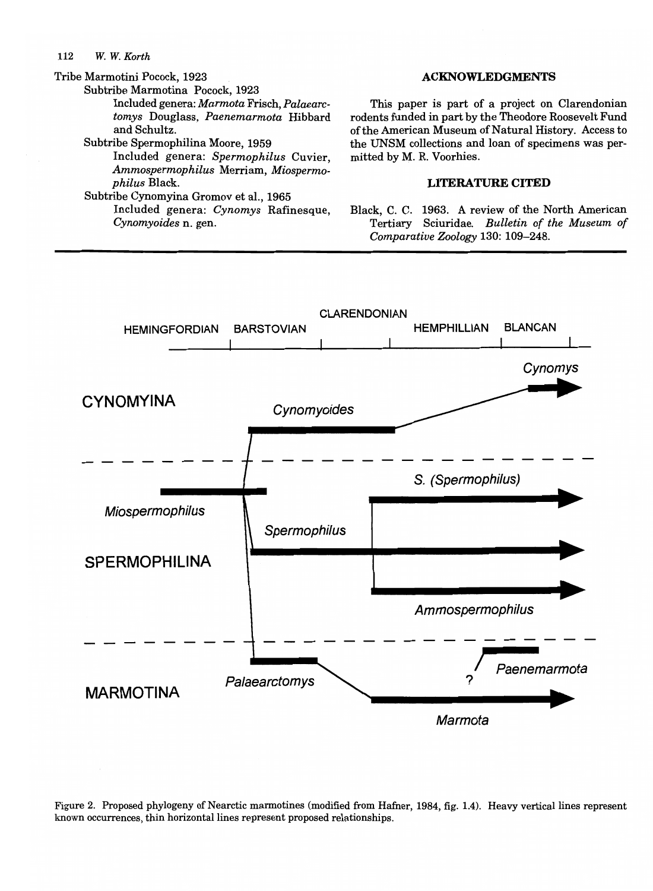Tribe Marmotini Pocock, 1923

Subtribe Marmotina Pocock, 1923

Included genera: *Marmota* Frisch, *Palaearctomys* Douglass, *Paenemarmota* Hibbard and Schultz.

Subtribe Spermophilina Moore, 1959

Included genera: *Spermophilus* Cuvier, *Ammospermophilus* Merriam, *Miospermophilus* Black.

Subtribe Cynomyina Gromov et al., 1965

Included genera: *Cynomys* Rafinesque, *Cynomyoides* n. gen.

## ACKNOWLEDGMENTS

This paper is part of a project on Clarendonian rodents funded in part by the Theodore Roosevelt Fund of the American Museum of Natural History. Access to the UNSM collections and loan of specimens was permitted by M. R. Voorhies.

## LITERATURE CITED

Black, C. C. 1963. A review of the North American Tertiary Sciuridae. *Bulletin of the Museum of Comparative Zoology* 130: 109–248.

Figure 2. Proposed phylogeny of Nearctic marmotines (modified from Hafner, 1984, fig. 1.4). Heavy vertical lines represent known occurrences, thin horizontal lines represent proposed relationships.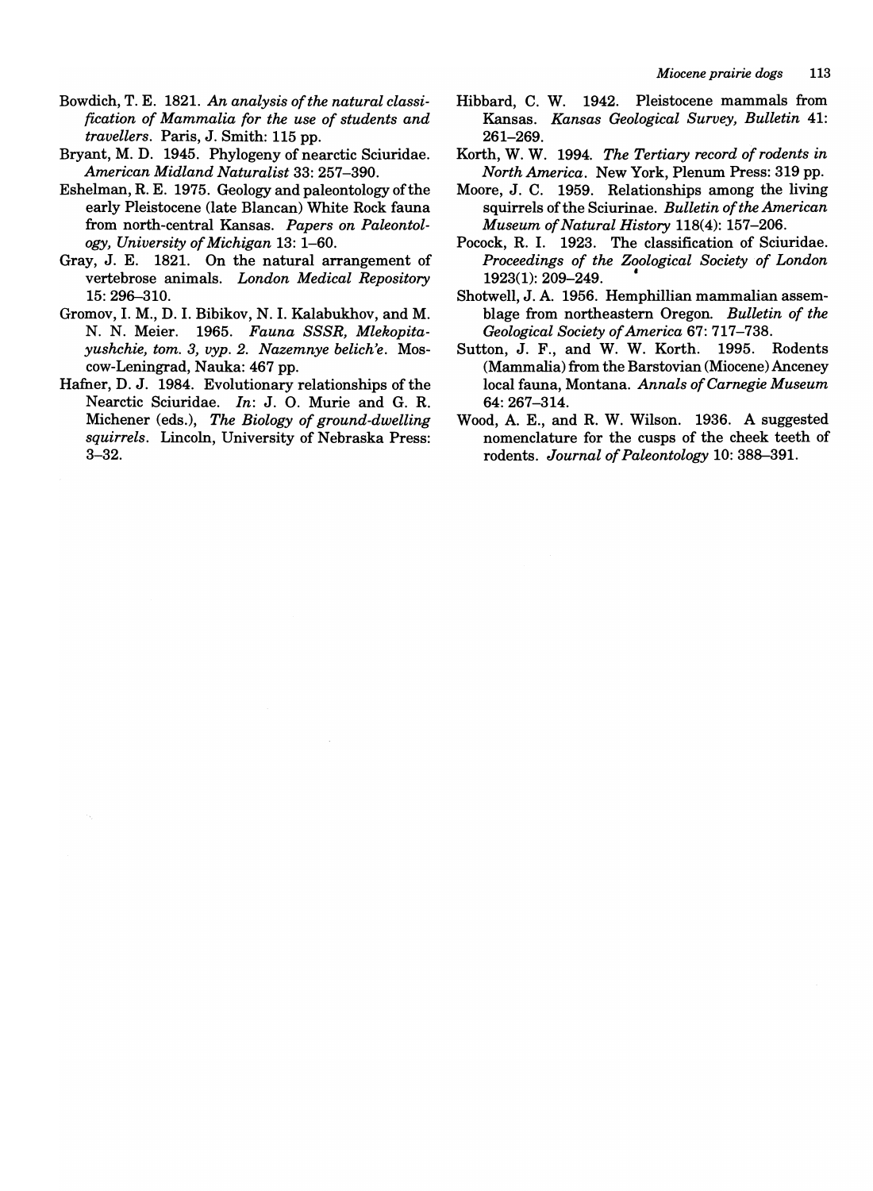Bowdich, T. E. 1821. *An analysis of the natural classification of Mammalia for the use of students and travellers*. Paris, J. Smith: 115 pp.

Bryant, M. D. 1945. Phylogeny of nearctic Sciuridae. *American Midland Naturalist* 33: 257–390.

Eshelman, R. E. 1975. Geology and paleontology of the early Pleistocene (late Blancan) White Rock fauna from north-central Kansas. *Papers on Paleontology, University of Michigan* 13: 1–60.

Gray, J. E. 1821. On the natural arrangement of vertebrose animals. *London Medical Repository* 15: 296–310.

Gromov, I. M., D. I. Bibikov, N. I. Kalabukhov, and M. N. N. Meier. 1965. *Fauna SSSR, Mlekopitayushchie, tom. 3, vyp. 2. Nazemnye belich'e*. Moscow-Leningrad, Nauka: 467 pp.

Hafner, D. J. 1984. Evolutionary relationships of the Nearctic Sciuridae. *In*: J. O. Murie and G. R. Michener (eds.), *The Biology of ground-dwelling squirrels*. Lincoln, University of Nebraska Press: 3–32.

Hibbard, C. W. 1942. Pleistocene mammals from Kansas. *Kansas Geological Survey, Bulletin* 41: 261–269.

Korth, W. W. 1994. *The Tertiary record of rodents in North America*. New York, Plenum Press: 319 pp.

Moore, J. C. 1959. Relationships among the living squirrels of the Sciurinae. *Bulletin of the American Museum of Natural History* 118(4): 157–206.

Pocock, R. I. 1923. The classification of Sciuridae. *Proceedings of the Zoological Society of London* 1923(1): 209–249.

Shotwell, J. A. 1956. Hemphillian mammalian assemblage from northeastern Oregon. *Bulletin of the Geological Society of America* 67: 717–738.

Sutton, J. F., and W. W. Korth. 1995. Rodents (Mammalia) from the Barstovian (Miocene) Anceney local fauna, Montana. *Annals of Carnegie Museum* 64: 267–314.

Wood, A. E., and R. W. Wilson. 1936. A suggested nomenclature for the cusps of the cheek teeth of rodents. *Journal of Paleontology* 10: 388–391.